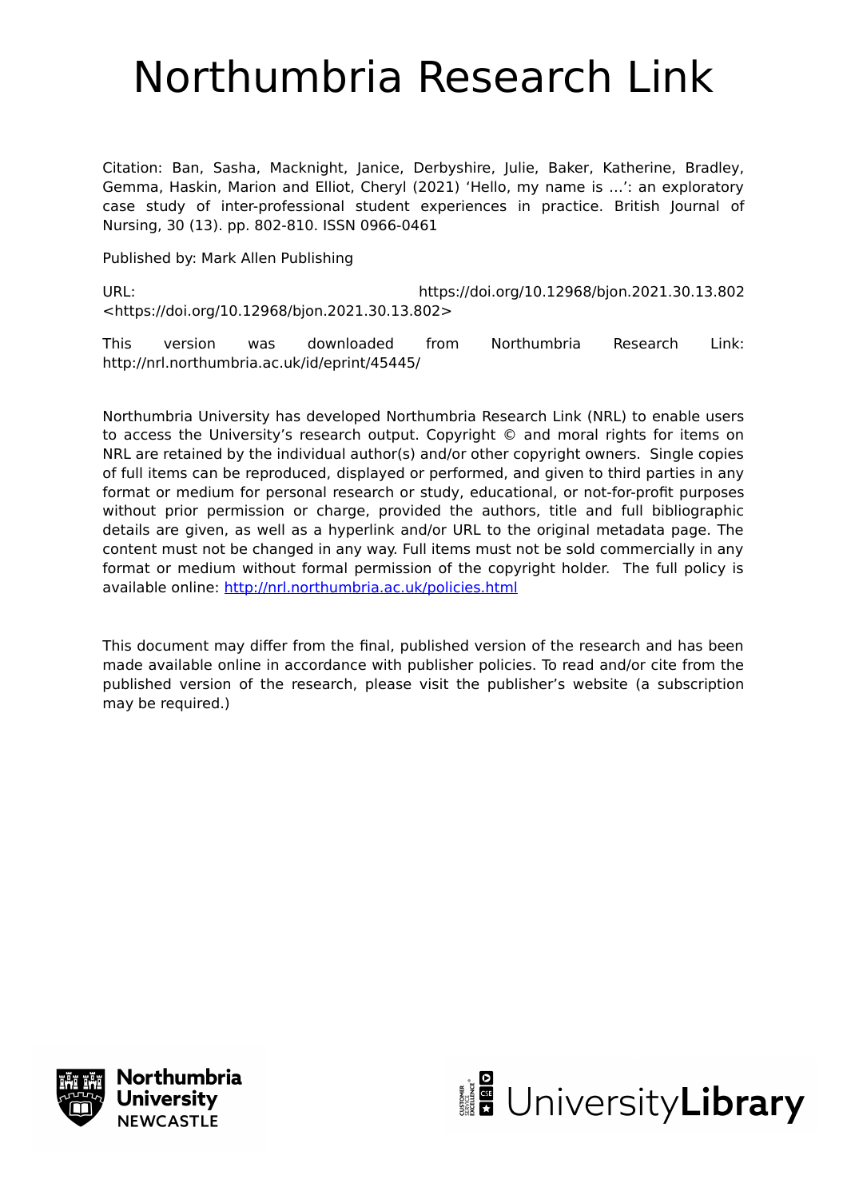# Northumbria Research Link

Citation: Ban, Sasha, Macknight, Janice, Derbyshire, Julie, Baker, Katherine, Bradley, Gemma, Haskin, Marion and Elliot, Cheryl (2021) 'Hello, my name is …': an exploratory case study of inter-professional student experiences in practice. British Journal of Nursing, 30 (13). pp. 802-810. ISSN 0966-0461

Published by: Mark Allen Publishing

URL: https://doi.org/10.12968/bjon.2021.30.13.802 <https://doi.org/10.12968/bjon.2021.30.13.802>

This version was downloaded from Northumbria Research Link: http://nrl.northumbria.ac.uk/id/eprint/45445/

Northumbria University has developed Northumbria Research Link (NRL) to enable users to access the University's research output. Copyright © and moral rights for items on NRL are retained by the individual author(s) and/or other copyright owners. Single copies of full items can be reproduced, displayed or performed, and given to third parties in any format or medium for personal research or study, educational, or not-for-profit purposes without prior permission or charge, provided the authors, title and full bibliographic details are given, as well as a hyperlink and/or URL to the original metadata page. The content must not be changed in any way. Full items must not be sold commercially in any format or medium without formal permission of the copyright holder. The full policy is available online: [http://nrl.northumbria.ac.uk/policies.html](http://nrl.northumbria.ac.uk/policies.html)

This document may differ from the final, published version of the research and has been made available online in accordance with publisher policies. To read and/or cite from the published version of the research, please visit the publisher's website (a subscription may be required.)

Northumbria University NEWCASTLE

UniversityLibrary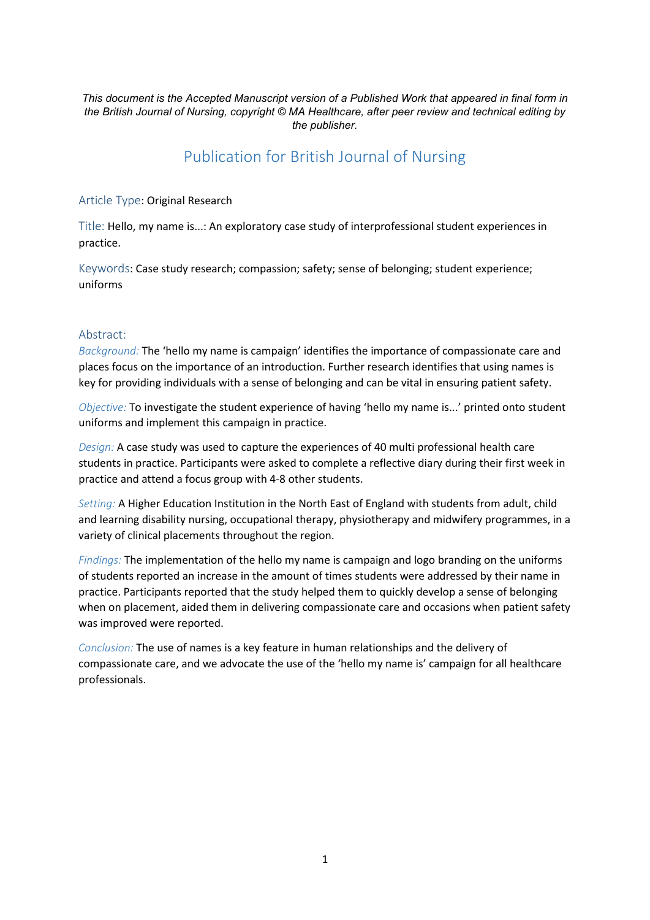*This document is the Accepted Manuscript version of a Published Work that appeared in final form in the British Journal of Nursing, copyright © MA Healthcare, after peer review and technical editing by the publisher.*

# Publication for British Journal of Nursing

Article Type: Original Research

Title: Hello, my name is...: An exploratory case study of interprofessional student experiences in practice.

Keywords: Case study research; compassion; safety; sense of belonging; student experience; uniforms

## Abstract:

*Background:* The 'hello my name is campaign' identifies the importance of compassionate care and places focus on the importance of an introduction. Further research identifies that using names is key for providing individuals with a sense of belonging and can be vital in ensuring patient safety.

*Objective:* To investigate the student experience of having 'hello my name is...' printed onto student uniforms and implement this campaign in practice.

*Design:* A case study was used to capture the experiences of 40 multi professional health care students in practice. Participants were asked to complete a reflective diary during their first week in practice and attend a focus group with 4-8 other students.

*Setting:* A Higher Education Institution in the North East of England with students from adult, child and learning disability nursing, occupational therapy, physiotherapy and midwifery programmes, in a variety of clinical placements throughout the region.

*Findings:* The implementation of the hello my name is campaign and logo branding on the uniforms of students reported an increase in the amount of times students were addressed by their name in practice. Participants reported that the study helped them to quickly develop a sense of belonging when on placement, aided them in delivering compassionate care and occasions when patient safety was improved were reported.

*Conclusion:* The use of names is a key feature in human relationships and the delivery of compassionate care, and we advocate the use of the 'hello my name is' campaign for all healthcare professionals.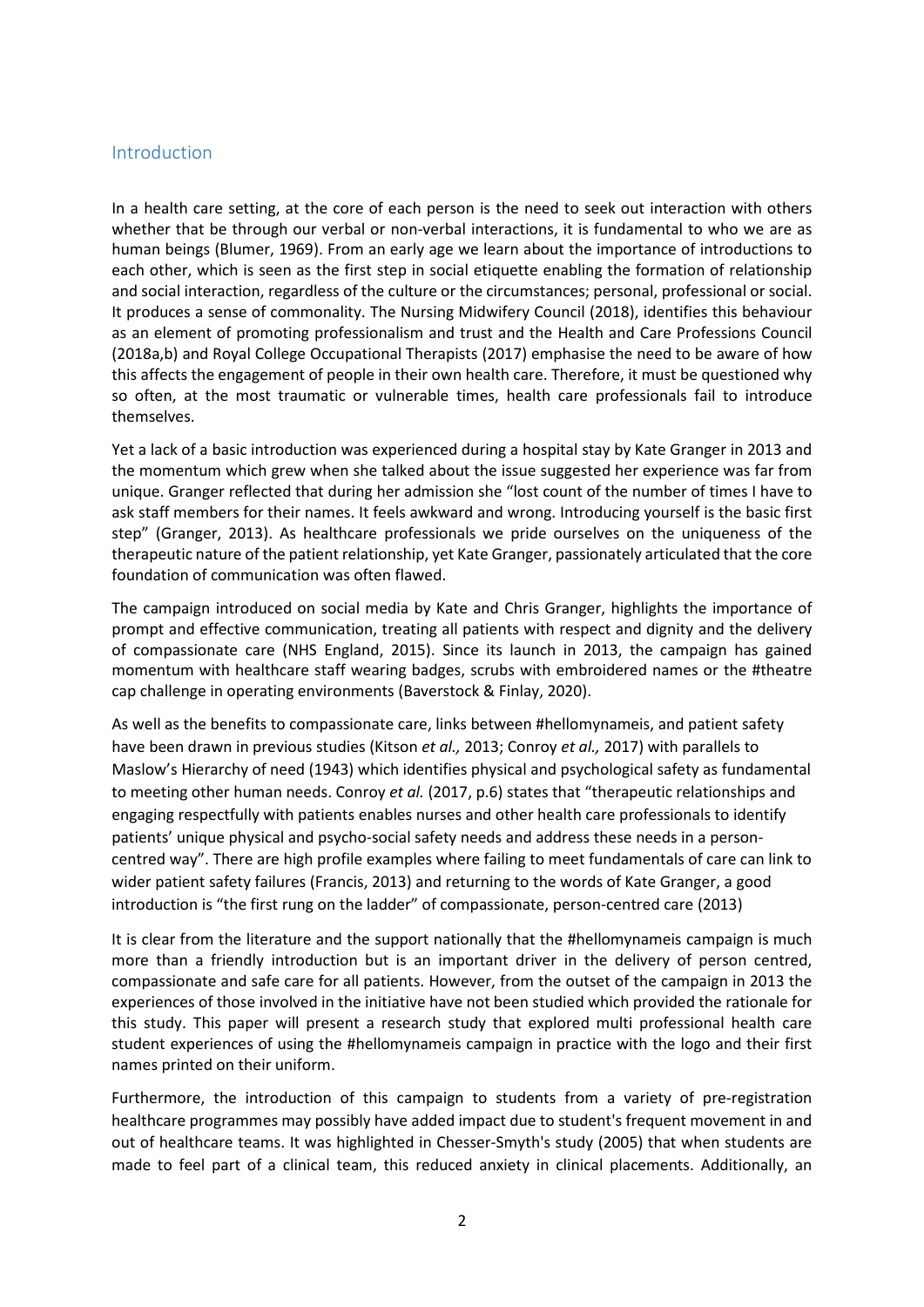## Introduction

In a health care setting, at the core of each person is the need to seek out interaction with others whether that be through our verbal or non-verbal interactions, it is fundamental to who we are as human beings (Blumer, 1969). From an early age we learn about the importance of introductions to each other, which is seen as the first step in social etiquette enabling the formation of relationship and social interaction, regardless of the culture or the circumstances; personal, professional or social. It produces a sense of commonality. The Nursing Midwifery Council (2018), identifies this behaviour as an element of promoting professionalism and trust and the Health and Care Professions Council (2018a,b) and Royal College Occupational Therapists (2017) emphasise the need to be aware of how this affects the engagement of people in their own health care. Therefore, it must be questioned why so often, at the most traumatic or vulnerable times, health care professionals fail to introduce themselves.

Yet a lack of a basic introduction was experienced during a hospital stay by Kate Granger in 2013 and the momentum which grew when she talked about the issue suggested her experience was far from unique. Granger reflected that during her admission she "lost count of the number of times I have to ask staff members for their names. It feels awkward and wrong. Introducing yourself is the basic first step" (Granger, 2013). As healthcare professionals we pride ourselves on the uniqueness of the therapeutic nature of the patient relationship, yet Kate Granger, passionately articulated that the core foundation of communication was often flawed.

The campaign introduced on social media by Kate and Chris Granger, highlights the importance of prompt and effective communication, treating all patients with respect and dignity and the delivery of compassionate care (NHS England, 2015). Since its launch in 2013, the campaign has gained momentum with healthcare staff wearing badges, scrubs with embroidered names or the #theatre cap challenge in operating environments (Baverstock & Finlay, 2020).

As well as the benefits to compassionate care, links between #hellomynameis, and patient safety have been drawn in previous studies (Kitson *et al.,* 2013; Conroy *et al.,* 2017) with parallels to Maslow's Hierarchy of need (1943) which identifies physical and psychological safety as fundamental to meeting other human needs. Conroy *et al.* (2017, p.6) states that "therapeutic relationships and engaging respectfully with patients enables nurses and other health care professionals to identify patients' unique physical and psycho-social safety needs and address these needs in a person-centred way". There are high profile examples where failing to meet fundamentals of care can link to wider patient safety failures (Francis, 2013) and returning to the words of Kate Granger, a good introduction is "the first rung on the ladder" of compassionate, person-centred care (2013)

It is clear from the literature and the support nationally that the #hellomynameis campaign is much more than a friendly introduction but is an important driver in the delivery of person centred, compassionate and safe care for all patients. However, from the outset of the campaign in 2013 the experiences of those involved in the initiative have not been studied which provided the rationale for this study. This paper will present a research study that explored multi professional health care student experiences of using the #hellomynameis campaign in practice with the logo and their first names printed on their uniform.

Furthermore, the introduction of this campaign to students from a variety of pre-registration healthcare programmes may possibly have added impact due to student's frequent movement in and out of healthcare teams. It was highlighted in Chesser-Smyth's study (2005) that when students are made to feel part of a clinical team, this reduced anxiety in clinical placements. Additionally, an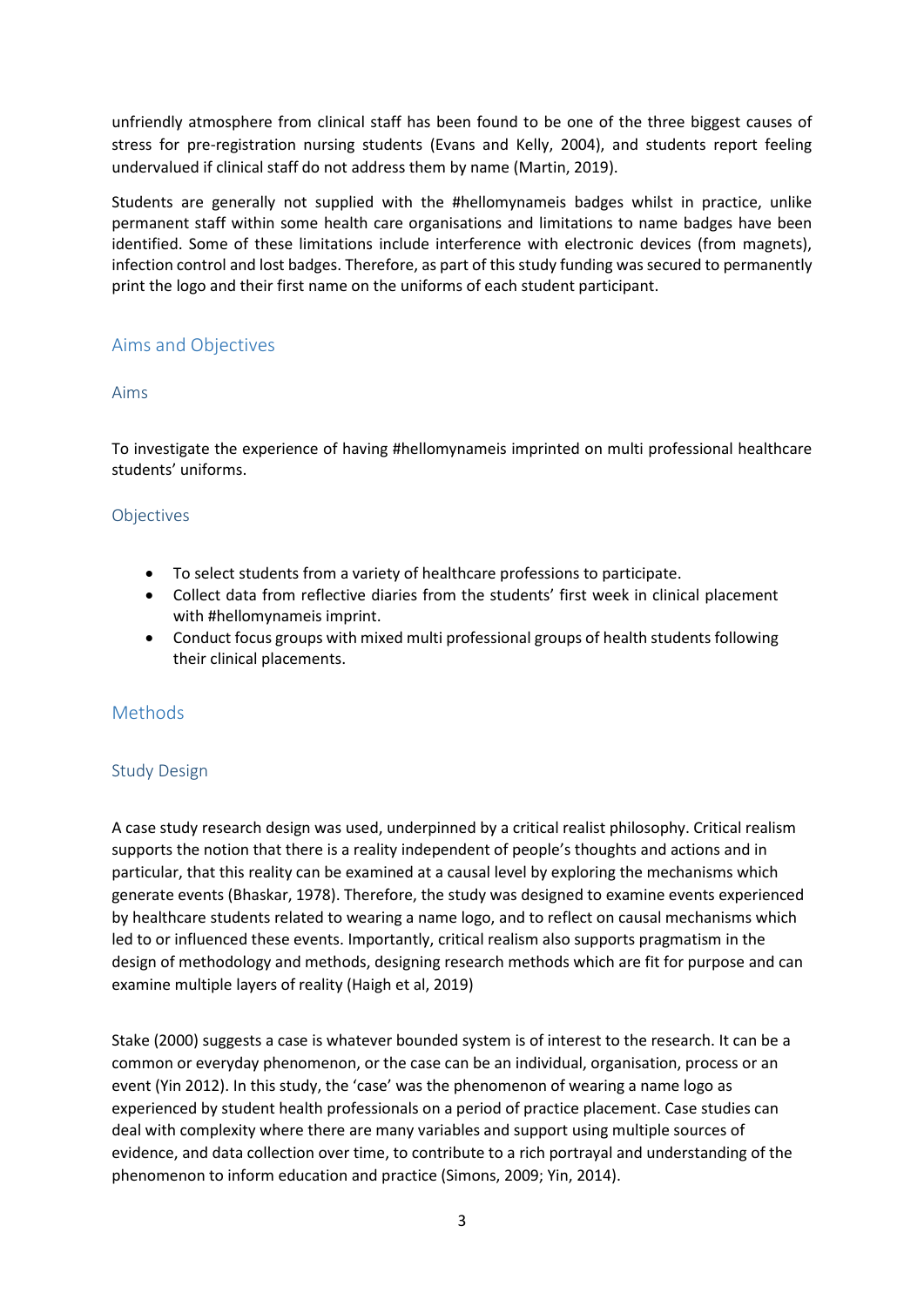unfriendly atmosphere from clinical staff has been found to be one of the three biggest causes of stress for pre-registration nursing students (Evans and Kelly, 2004), and students report feeling undervalued if clinical staff do not address them by name (Martin, 2019).

Students are generally not supplied with the #hellomynameis badges whilst in practice, unlike permanent staff within some health care organisations and limitations to name badges have been identified. Some of these limitations include interference with electronic devices (from magnets), infection control and lost badges. Therefore, as part of this study funding was secured to permanently print the logo and their first name on the uniforms of each student participant.

## Aims and Objectives

### Aims

To investigate the experience of having #hellomynameis imprinted on multi professional healthcare students' uniforms.

### Objectives

- To select students from a variety of healthcare professions to participate.
- Collect data from reflective diaries from the students' first week in clinical placement with #hellomynameis imprint.
- Conduct focus groups with mixed multi professional groups of health students following their clinical placements.

## Methods

### Study Design

A case study research design was used, underpinned by a critical realist philosophy. Critical realism supports the notion that there is a reality independent of people's thoughts and actions and in particular, that this reality can be examined at a causal level by exploring the mechanisms which generate events (Bhaskar, 1978). Therefore, the study was designed to examine events experienced by healthcare students related to wearing a name logo, and to reflect on causal mechanisms which led to or influenced these events. Importantly, critical realism also supports pragmatism in the design of methodology and methods, designing research methods which are fit for purpose and can examine multiple layers of reality (Haigh et al, 2019)

Stake (2000) suggests a case is whatever bounded system is of interest to the research. It can be a common or everyday phenomenon, or the case can be an individual, organisation, process or an event (Yin 2012). In this study, the 'case' was the phenomenon of wearing a name logo as experienced by student health professionals on a period of practice placement. Case studies can deal with complexity where there are many variables and support using multiple sources of evidence, and data collection over time, to contribute to a rich portrayal and understanding of the phenomenon to inform education and practice (Simons, 2009; Yin, 2014).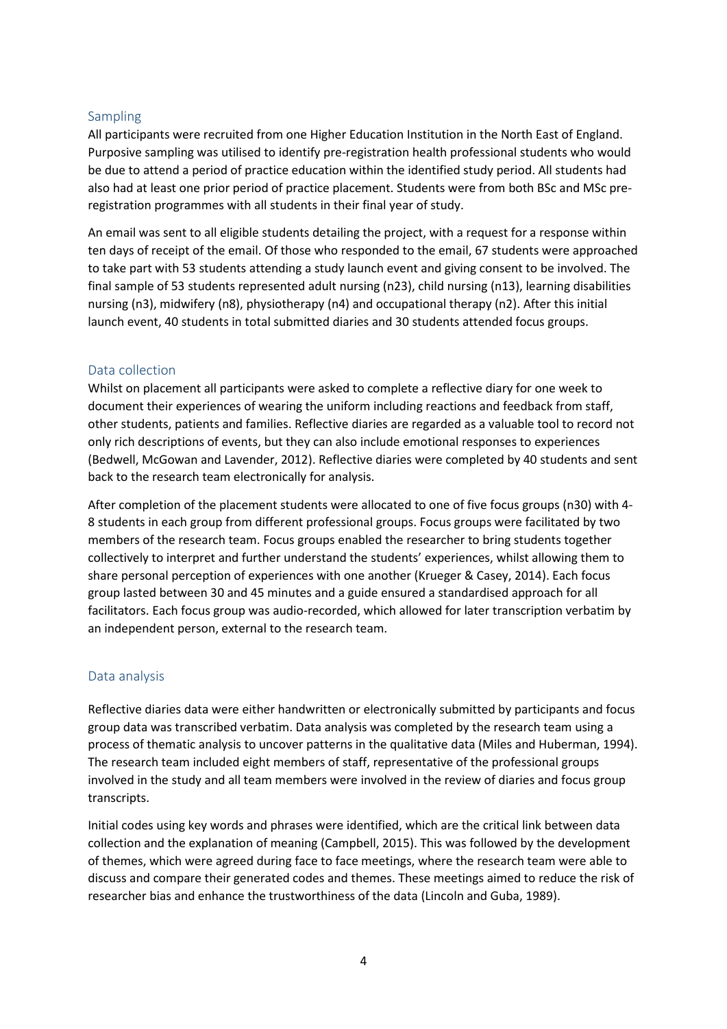## Sampling

All participants were recruited from one Higher Education Institution in the North East of England. Purposive sampling was utilised to identify pre-registration health professional students who would be due to attend a period of practice education within the identified study period. All students had also had at least one prior period of practice placement. Students were from both BSc and MSc pre-registration programmes with all students in their final year of study.

An email was sent to all eligible students detailing the project, with a request for a response within ten days of receipt of the email. Of those who responded to the email, 67 students were approached to take part with 53 students attending a study launch event and giving consent to be involved. The final sample of 53 students represented adult nursing (n23), child nursing (n13), learning disabilities nursing (n3), midwifery (n8), physiotherapy (n4) and occupational therapy (n2). After this initial launch event, 40 students in total submitted diaries and 30 students attended focus groups.

## Data collection

Whilst on placement all participants were asked to complete a reflective diary for one week to document their experiences of wearing the uniform including reactions and feedback from staff, other students, patients and families. Reflective diaries are regarded as a valuable tool to record not only rich descriptions of events, but they can also include emotional responses to experiences (Bedwell, McGowan and Lavender, 2012). Reflective diaries were completed by 40 students and sent back to the research team electronically for analysis.

After completion of the placement students were allocated to one of five focus groups (n30) with 4-8 students in each group from different professional groups. Focus groups were facilitated by two members of the research team. Focus groups enabled the researcher to bring students together collectively to interpret and further understand the students' experiences, whilst allowing them to share personal perception of experiences with one another (Krueger & Casey, 2014). Each focus group lasted between 30 and 45 minutes and a guide ensured a standardised approach for all facilitators. Each focus group was audio-recorded, which allowed for later transcription verbatim by an independent person, external to the research team.

## Data analysis

Reflective diaries data were either handwritten or electronically submitted by participants and focus group data was transcribed verbatim. Data analysis was completed by the research team using a process of thematic analysis to uncover patterns in the qualitative data (Miles and Huberman, 1994). The research team included eight members of staff, representative of the professional groups involved in the study and all team members were involved in the review of diaries and focus group transcripts.

Initial codes using key words and phrases were identified, which are the critical link between data collection and the explanation of meaning (Campbell, 2015). This was followed by the development of themes, which were agreed during face to face meetings, where the research team were able to discuss and compare their generated codes and themes. These meetings aimed to reduce the risk of researcher bias and enhance the trustworthiness of the data (Lincoln and Guba, 1989).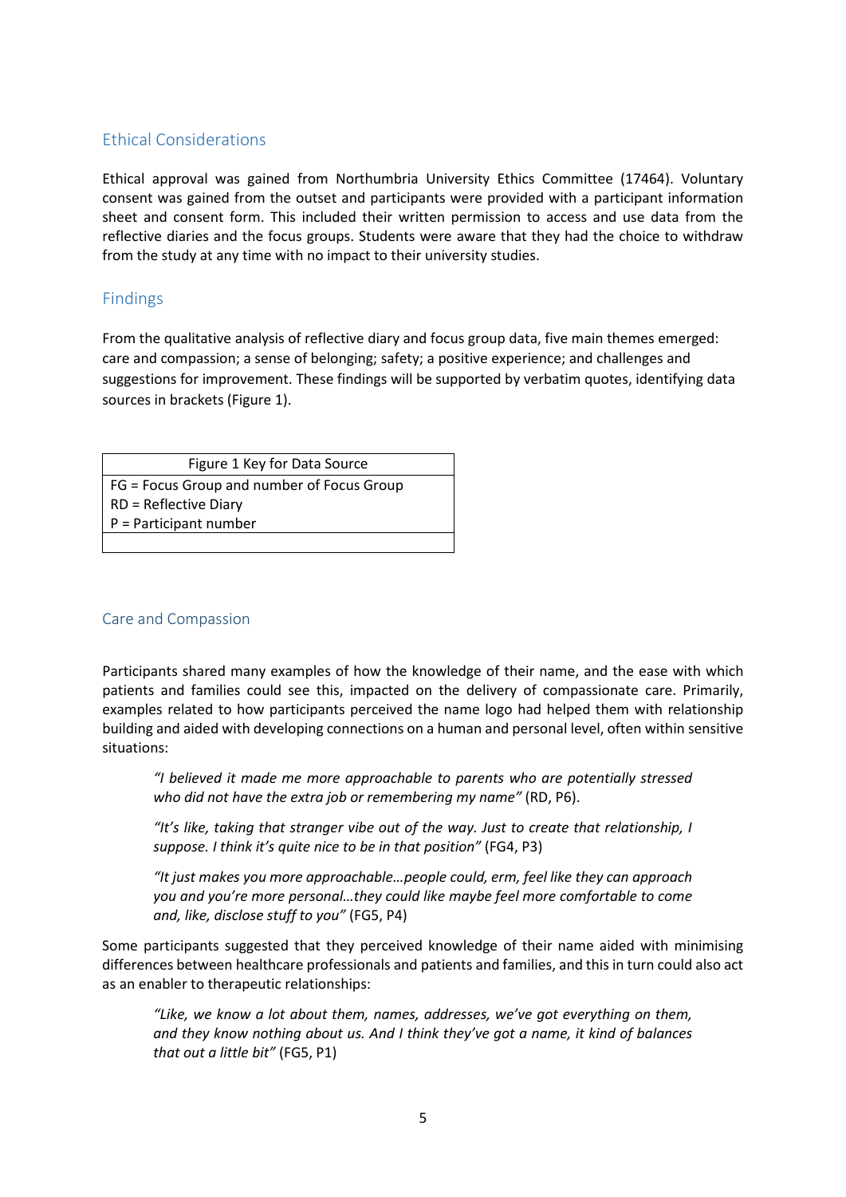## Ethical Considerations

Ethical approval was gained from Northumbria University Ethics Committee (17464). Voluntary consent was gained from the outset and participants were provided with a participant information sheet and consent form. This included their written permission to access and use data from the reflective diaries and the focus groups. Students were aware that they had the choice to withdraw from the study at any time with no impact to their university studies.

## Findings

From the qualitative analysis of reflective diary and focus group data, five main themes emerged: care and compassion; a sense of belonging; safety; a positive experience; and challenges and suggestions for improvement. These findings will be supported by verbatim quotes, identifying data sources in brackets (Figure 1).

| Figure 1 Key for Data Source |
|---|
| FG = Focus Group and number of Focus Group<br>RD = Reflective Diary<br>P = Participant number |
| |

### Care and Compassion

Participants shared many examples of how the knowledge of their name, and the ease with which patients and families could see this, impacted on the delivery of compassionate care. Primarily, examples related to how participants perceived the name logo had helped them with relationship building and aided with developing connections on a human and personal level, often within sensitive situations:

> *"I believed it made me more approachable to parents who are potentially stressed who did not have the extra job or remembering my name"* (RD, P6).
>
> *"It's like, taking that stranger vibe out of the way. Just to create that relationship, I suppose. I think it's quite nice to be in that position"* (FG4, P3)
>
> *"It just makes you more approachable…people could, erm, feel like they can approach you and you're more personal…they could like maybe feel more comfortable to come and, like, disclose stuff to you"* (FG5, P4)

Some participants suggested that they perceived knowledge of their name aided with minimising differences between healthcare professionals and patients and families, and this in turn could also act as an enabler to therapeutic relationships:

> *"Like, we know a lot about them, names, addresses, we've got everything on them, and they know nothing about us. And I think they've got a name, it kind of balances that out a little bit"* (FG5, P1)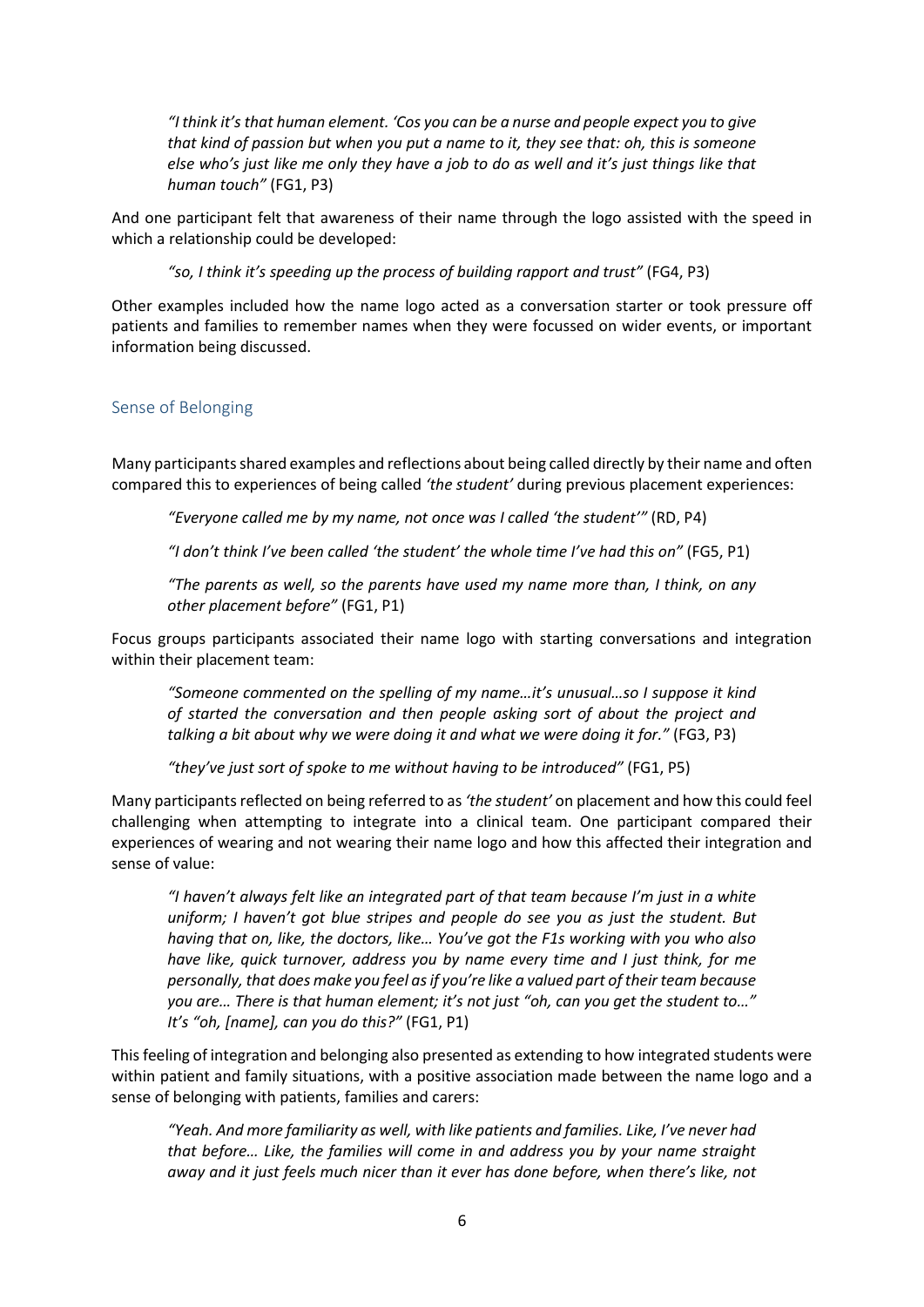*"I think it's that human element. 'Cos you can be a nurse and people expect you to give that kind of passion but when you put a name to it, they see that: oh, this is someone else who's just like me only they have a job to do as well and it's just things like that human touch"* (FG1, P3)

And one participant felt that awareness of their name through the logo assisted with the speed in which a relationship could be developed:

> *"so, I think it's speeding up the process of building rapport and trust"* (FG4, P3)

Other examples included how the name logo acted as a conversation starter or took pressure off patients and families to remember names when they were focussed on wider events, or important information being discussed.

## Sense of Belonging

Many participants shared examples and reflections about being called directly by their name and often compared this to experiences of being called *'the student'* during previous placement experiences:

> *"Everyone called me by my name, not once was I called 'the student'"* (RD, P4)
>
> *"I don't think I've been called 'the student' the whole time I've had this on"* (FG5, P1)
>
> *"The parents as well, so the parents have used my name more than, I think, on any other placement before"* (FG1, P1)

Focus groups participants associated their name logo with starting conversations and integration within their placement team:

> *"Someone commented on the spelling of my name…it's unusual…so I suppose it kind of started the conversation and then people asking sort of about the project and talking a bit about why we were doing it and what we were doing it for."* (FG3, P3)
>
> *"they've just sort of spoke to me without having to be introduced"* (FG1, P5)

Many participants reflected on being referred to as *'the student'* on placement and how this could feel challenging when attempting to integrate into a clinical team. One participant compared their experiences of wearing and not wearing their name logo and how this affected their integration and sense of value:

> *"I haven't always felt like an integrated part of that team because I'm just in a white uniform; I haven't got blue stripes and people do see you as just the student. But having that on, like, the doctors, like… You've got the F1s working with you who also have like, quick turnover, address you by name every time and I just think, for me personally, that does make you feel as if you're like a valued part of their team because you are… There is that human element; it's not just "oh, can you get the student to…" It's "oh, [name], can you do this?"* (FG1, P1)

This feeling of integration and belonging also presented as extending to how integrated students were within patient and family situations, with a positive association made between the name logo and a sense of belonging with patients, families and carers:

> *"Yeah. And more familiarity as well, with like patients and families. Like, I've never had that before… Like, the families will come in and address you by your name straight away and it just feels much nicer than it ever has done before, when there's like, not*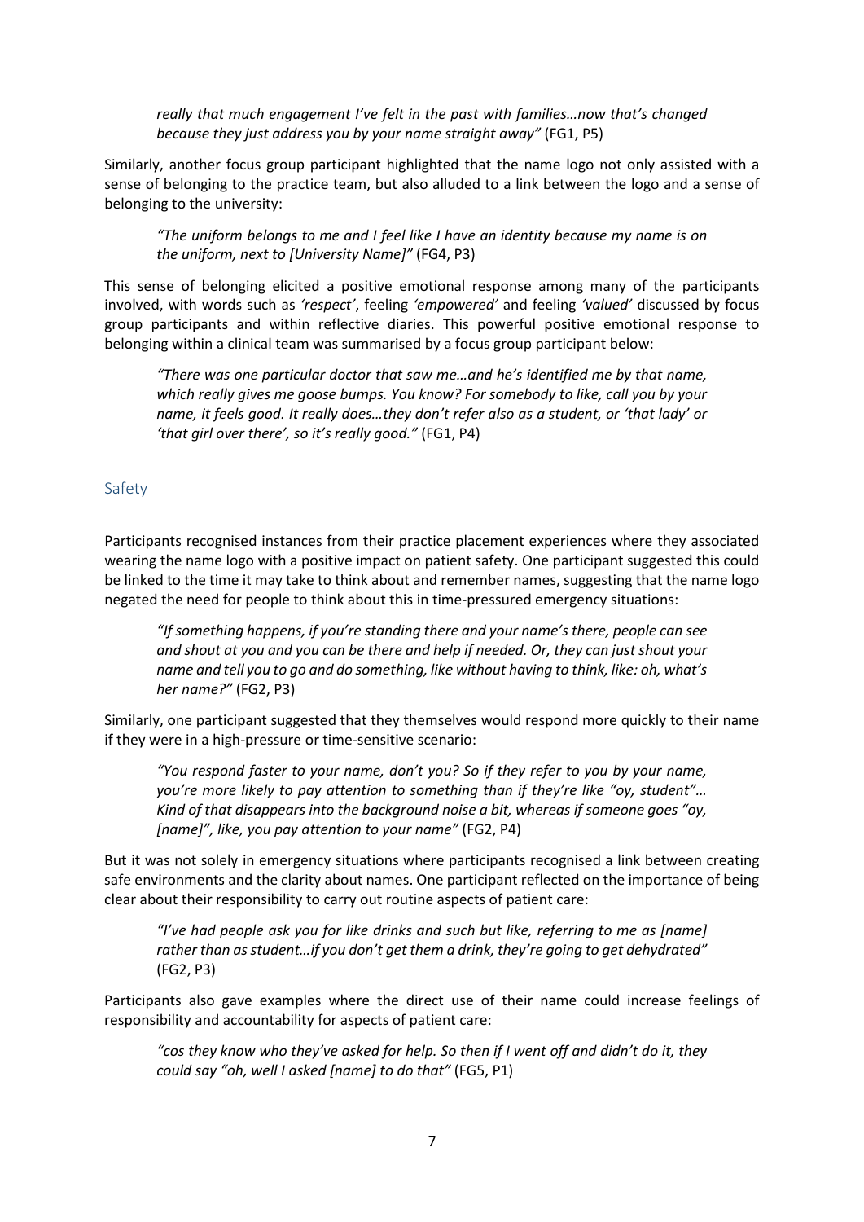*really that much engagement I've felt in the past with families…now that's changed because they just address you by your name straight away"* (FG1, P5)

Similarly, another focus group participant highlighted that the name logo not only assisted with a sense of belonging to the practice team, but also alluded to a link between the logo and a sense of belonging to the university:

> *"The uniform belongs to me and I feel like I have an identity because my name is on the uniform, next to [University Name]"* (FG4, P3)

This sense of belonging elicited a positive emotional response among many of the participants involved, with words such as *'respect'*, feeling *'empowered'* and feeling *'valued'* discussed by focus group participants and within reflective diaries. This powerful positive emotional response to belonging within a clinical team was summarised by a focus group participant below:

> *"There was one particular doctor that saw me…and he's identified me by that name, which really gives me goose bumps. You know? For somebody to like, call you by your name, it feels good. It really does…they don't refer also as a student, or 'that lady' or 'that girl over there', so it's really good."* (FG1, P4)

## Safety

Participants recognised instances from their practice placement experiences where they associated wearing the name logo with a positive impact on patient safety. One participant suggested this could be linked to the time it may take to think about and remember names, suggesting that the name logo negated the need for people to think about this in time-pressured emergency situations:

> *"If something happens, if you're standing there and your name's there, people can see and shout at you and you can be there and help if needed. Or, they can just shout your name and tell you to go and do something, like without having to think, like: oh, what's her name?"* (FG2, P3)

Similarly, one participant suggested that they themselves would respond more quickly to their name if they were in a high-pressure or time-sensitive scenario:

> *"You respond faster to your name, don't you? So if they refer to you by your name, you're more likely to pay attention to something than if they're like "oy, student"… Kind of that disappears into the background noise a bit, whereas if someone goes "oy, [name]", like, you pay attention to your name"* (FG2, P4)

But it was not solely in emergency situations where participants recognised a link between creating safe environments and the clarity about names. One participant reflected on the importance of being clear about their responsibility to carry out routine aspects of patient care:

> *"I've had people ask you for like drinks and such but like, referring to me as [name] rather than as student…if you don't get them a drink, they're going to get dehydrated"* (FG2, P3)

Participants also gave examples where the direct use of their name could increase feelings of responsibility and accountability for aspects of patient care:

> *"cos they know who they've asked for help. So then if I went off and didn't do it, they could say "oh, well I asked [name] to do that"* (FG5, P1)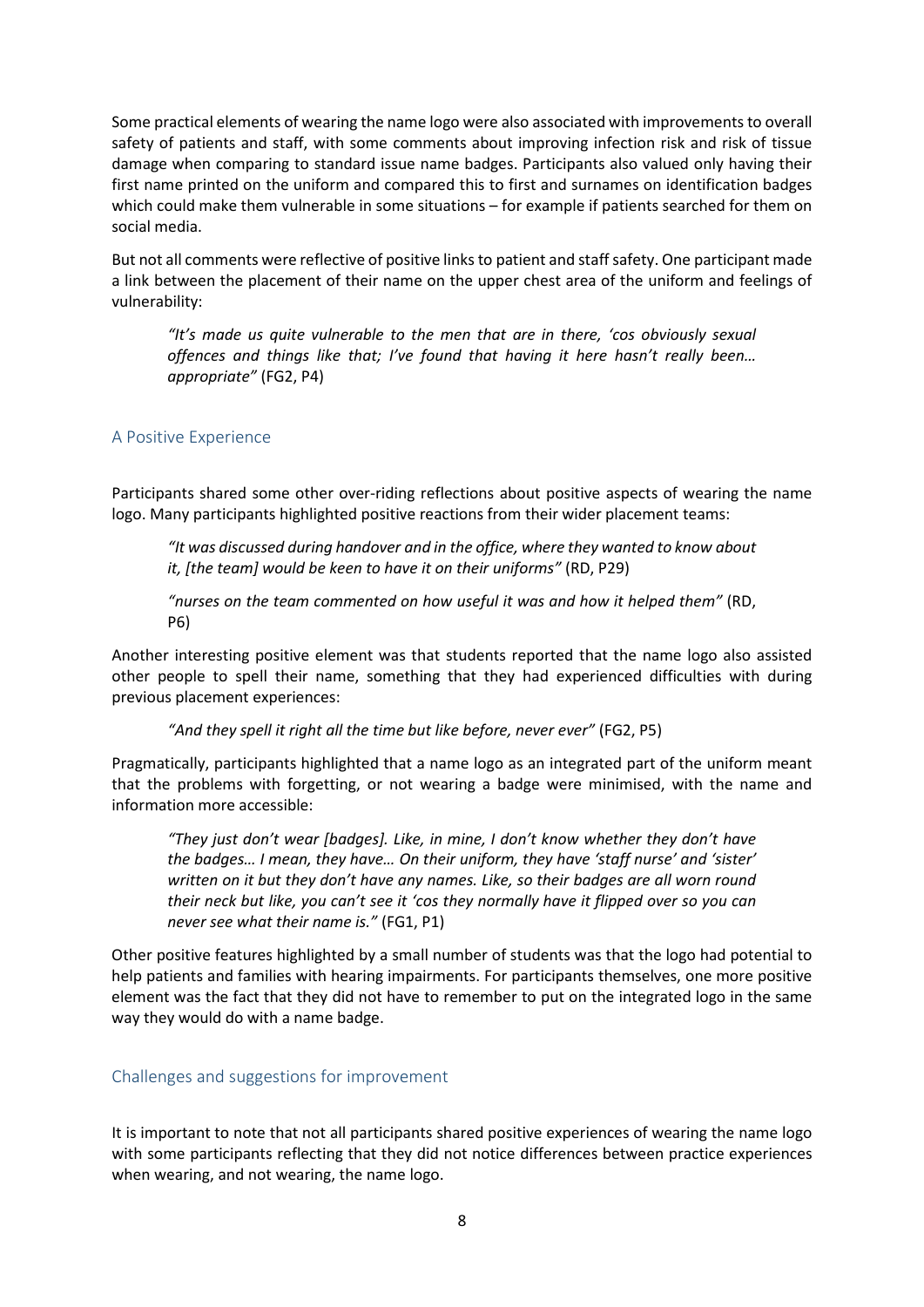Some practical elements of wearing the name logo were also associated with improvements to overall safety of patients and staff, with some comments about improving infection risk and risk of tissue damage when comparing to standard issue name badges. Participants also valued only having their first name printed on the uniform and compared this to first and surnames on identification badges which could make them vulnerable in some situations – for example if patients searched for them on social media.

But not all comments were reflective of positive links to patient and staff safety. One participant made a link between the placement of their name on the upper chest area of the uniform and feelings of vulnerability:

> *"It's made us quite vulnerable to the men that are in there, 'cos obviously sexual offences and things like that; I've found that having it here hasn't really been… appropriate"* (FG2, P4)

## A Positive Experience

Participants shared some other over-riding reflections about positive aspects of wearing the name logo. Many participants highlighted positive reactions from their wider placement teams:

> *"It was discussed during handover and in the office, where they wanted to know about it, [the team] would be keen to have it on their uniforms"* (RD, P29)
>
> *"nurses on the team commented on how useful it was and how it helped them"* (RD, P6)

Another interesting positive element was that students reported that the name logo also assisted other people to spell their name, something that they had experienced difficulties with during previous placement experiences:

> *"And they spell it right all the time but like before, never ever"* (FG2, P5)

Pragmatically, participants highlighted that a name logo as an integrated part of the uniform meant that the problems with forgetting, or not wearing a badge were minimised, with the name and information more accessible:

> *"They just don't wear [badges]. Like, in mine, I don't know whether they don't have the badges… I mean, they have… On their uniform, they have 'staff nurse' and 'sister' written on it but they don't have any names. Like, so their badges are all worn round their neck but like, you can't see it 'cos they normally have it flipped over so you can never see what their name is."* (FG1, P1)

Other positive features highlighted by a small number of students was that the logo had potential to help patients and families with hearing impairments. For participants themselves, one more positive element was the fact that they did not have to remember to put on the integrated logo in the same way they would do with a name badge.

## Challenges and suggestions for improvement

It is important to note that not all participants shared positive experiences of wearing the name logo with some participants reflecting that they did not notice differences between practice experiences when wearing, and not wearing, the name logo.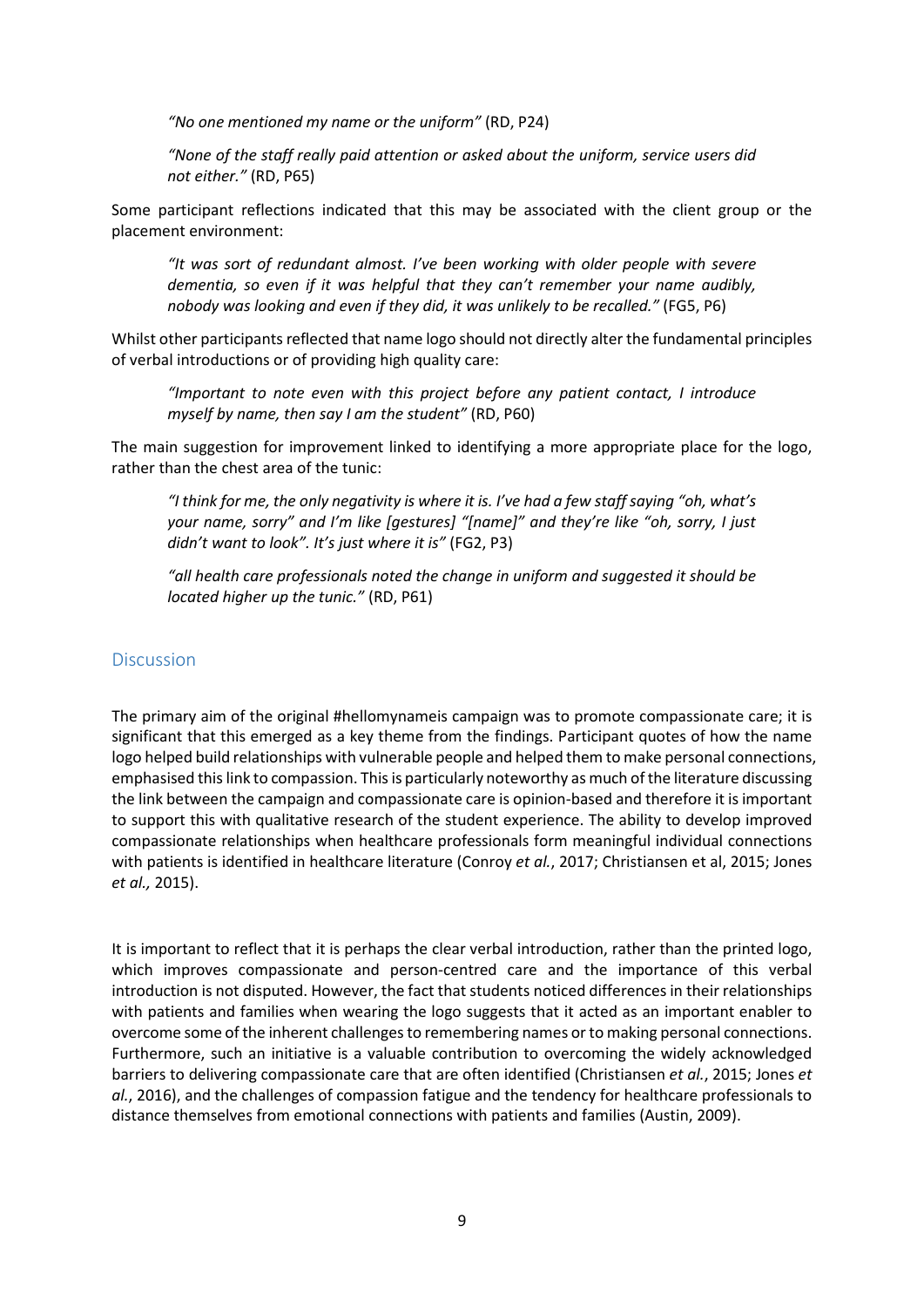> *"No one mentioned my name or the uniform"* (RD, P24)

> *"None of the staff really paid attention or asked about the uniform, service users did not either."* (RD, P65)

Some participant reflections indicated that this may be associated with the client group or the placement environment:

> *"It was sort of redundant almost. I've been working with older people with severe dementia, so even if it was helpful that they can't remember your name audibly, nobody was looking and even if they did, it was unlikely to be recalled."* (FG5, P6)

Whilst other participants reflected that name logo should not directly alter the fundamental principles of verbal introductions or of providing high quality care:

> *"Important to note even with this project before any patient contact, I introduce myself by name, then say I am the student"* (RD, P60)

The main suggestion for improvement linked to identifying a more appropriate place for the logo, rather than the chest area of the tunic:

> *"I think for me, the only negativity is where it is. I've had a few staff saying "oh, what's your name, sorry" and I'm like [gestures] "[name]" and they're like "oh, sorry, I just didn't want to look". It's just where it is"* (FG2, P3)

> *"all health care professionals noted the change in uniform and suggested it should be located higher up the tunic."* (RD, P61)

## Discussion

The primary aim of the original #hellomynameis campaign was to promote compassionate care; it is significant that this emerged as a key theme from the findings. Participant quotes of how the name logo helped build relationships with vulnerable people and helped them to make personal connections, emphasised this link to compassion. This is particularly noteworthy as much of the literature discussing the link between the campaign and compassionate care is opinion-based and therefore it is important to support this with qualitative research of the student experience. The ability to develop improved compassionate relationships when healthcare professionals form meaningful individual connections with patients is identified in healthcare literature (Conroy *et al.*, 2017; Christiansen et al, 2015; Jones *et al.,* 2015).

It is important to reflect that it is perhaps the clear verbal introduction, rather than the printed logo, which improves compassionate and person-centred care and the importance of this verbal introduction is not disputed. However, the fact that students noticed differences in their relationships with patients and families when wearing the logo suggests that it acted as an important enabler to overcome some of the inherent challenges to remembering names or to making personal connections. Furthermore, such an initiative is a valuable contribution to overcoming the widely acknowledged barriers to delivering compassionate care that are often identified (Christiansen *et al.*, 2015; Jones *et al.*, 2016), and the challenges of compassion fatigue and the tendency for healthcare professionals to distance themselves from emotional connections with patients and families (Austin, 2009).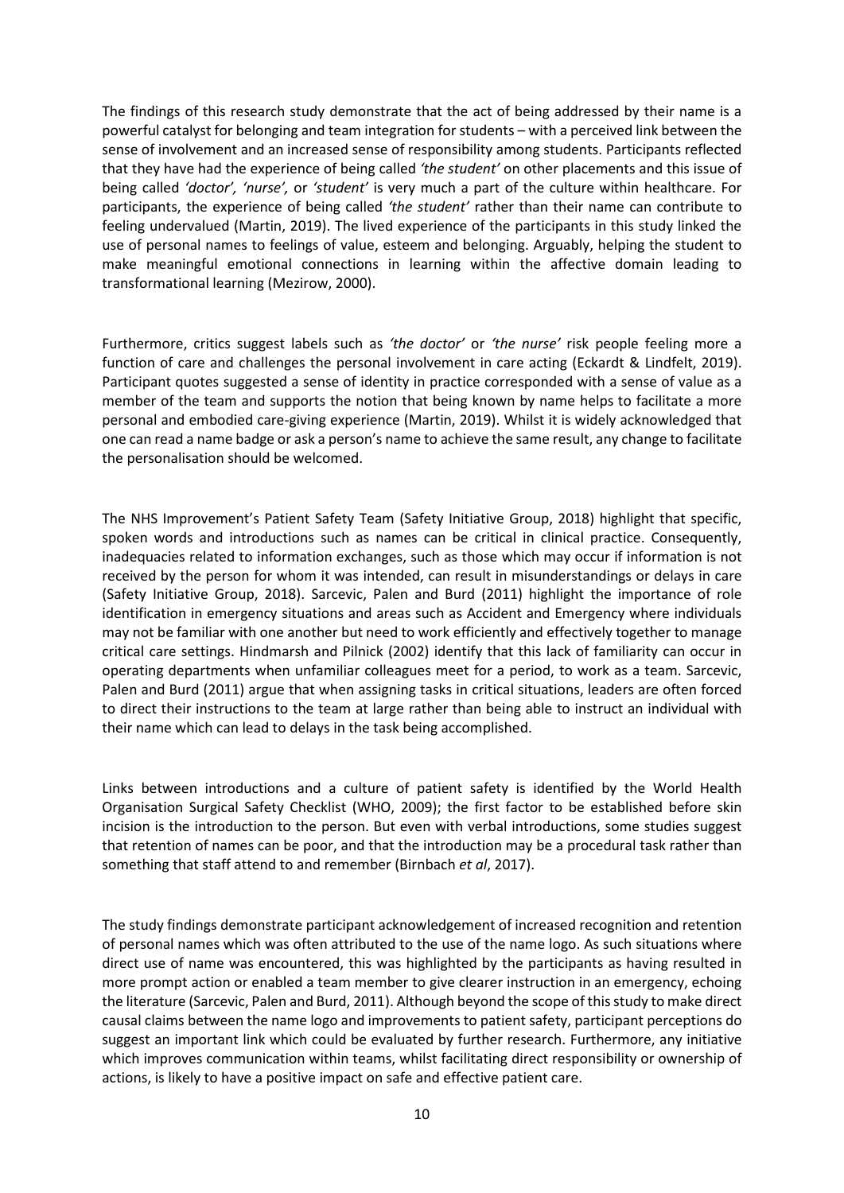The findings of this research study demonstrate that the act of being addressed by their name is a powerful catalyst for belonging and team integration for students – with a perceived link between the sense of involvement and an increased sense of responsibility among students. Participants reflected that they have had the experience of being called *'the student'* on other placements and this issue of being called *'doctor', 'nurse',* or *'student'* is very much a part of the culture within healthcare. For participants, the experience of being called *'the student'* rather than their name can contribute to feeling undervalued (Martin, 2019). The lived experience of the participants in this study linked the use of personal names to feelings of value, esteem and belonging. Arguably, helping the student to make meaningful emotional connections in learning within the affective domain leading to transformational learning (Mezirow, 2000).

Furthermore, critics suggest labels such as *'the doctor'* or *'the nurse'* risk people feeling more a function of care and challenges the personal involvement in care acting (Eckardt & Lindfelt, 2019). Participant quotes suggested a sense of identity in practice corresponded with a sense of value as a member of the team and supports the notion that being known by name helps to facilitate a more personal and embodied care-giving experience (Martin, 2019). Whilst it is widely acknowledged that one can read a name badge or ask a person's name to achieve the same result, any change to facilitate the personalisation should be welcomed.

The NHS Improvement's Patient Safety Team (Safety Initiative Group, 2018) highlight that specific, spoken words and introductions such as names can be critical in clinical practice. Consequently, inadequacies related to information exchanges, such as those which may occur if information is not received by the person for whom it was intended, can result in misunderstandings or delays in care (Safety Initiative Group, 2018). Sarcevic, Palen and Burd (2011) highlight the importance of role identification in emergency situations and areas such as Accident and Emergency where individuals may not be familiar with one another but need to work efficiently and effectively together to manage critical care settings. Hindmarsh and Pilnick (2002) identify that this lack of familiarity can occur in operating departments when unfamiliar colleagues meet for a period, to work as a team. Sarcevic, Palen and Burd (2011) argue that when assigning tasks in critical situations, leaders are often forced to direct their instructions to the team at large rather than being able to instruct an individual with their name which can lead to delays in the task being accomplished.

Links between introductions and a culture of patient safety is identified by the World Health Organisation Surgical Safety Checklist (WHO, 2009); the first factor to be established before skin incision is the introduction to the person. But even with verbal introductions, some studies suggest that retention of names can be poor, and that the introduction may be a procedural task rather than something that staff attend to and remember (Birnbach *et al*, 2017).

The study findings demonstrate participant acknowledgement of increased recognition and retention of personal names which was often attributed to the use of the name logo. As such situations where direct use of name was encountered, this was highlighted by the participants as having resulted in more prompt action or enabled a team member to give clearer instruction in an emergency, echoing the literature (Sarcevic, Palen and Burd, 2011). Although beyond the scope of this study to make direct causal claims between the name logo and improvements to patient safety, participant perceptions do suggest an important link which could be evaluated by further research. Furthermore, any initiative which improves communication within teams, whilst facilitating direct responsibility or ownership of actions, is likely to have a positive impact on safe and effective patient care.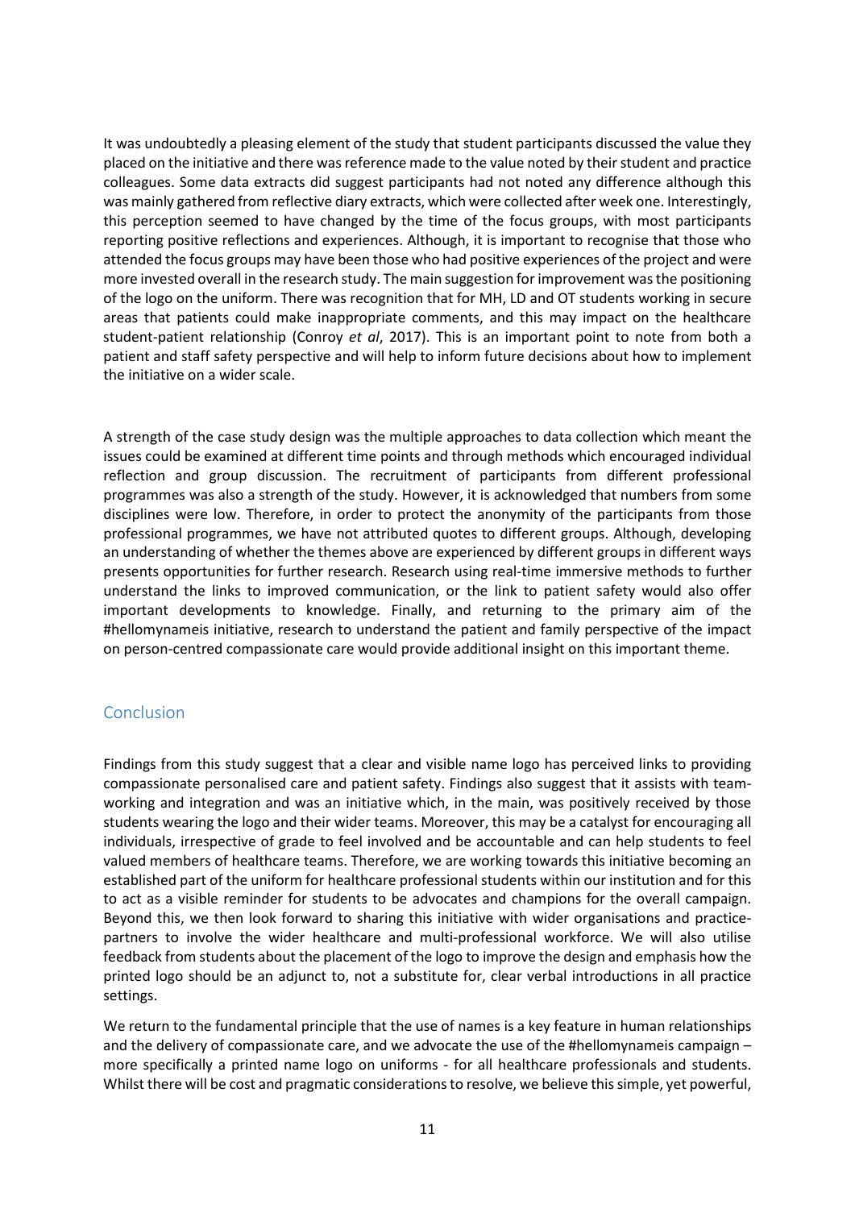It was undoubtedly a pleasing element of the study that student participants discussed the value they placed on the initiative and there was reference made to the value noted by their student and practice colleagues. Some data extracts did suggest participants had not noted any difference although this was mainly gathered from reflective diary extracts, which were collected after week one. Interestingly, this perception seemed to have changed by the time of the focus groups, with most participants reporting positive reflections and experiences. Although, it is important to recognise that those who attended the focus groups may have been those who had positive experiences of the project and were more invested overall in the research study. The main suggestion for improvement was the positioning of the logo on the uniform. There was recognition that for MH, LD and OT students working in secure areas that patients could make inappropriate comments, and this may impact on the healthcare student-patient relationship (Conroy *et al*, 2017). This is an important point to note from both a patient and staff safety perspective and will help to inform future decisions about how to implement the initiative on a wider scale.

A strength of the case study design was the multiple approaches to data collection which meant the issues could be examined at different time points and through methods which encouraged individual reflection and group discussion. The recruitment of participants from different professional programmes was also a strength of the study. However, it is acknowledged that numbers from some disciplines were low. Therefore, in order to protect the anonymity of the participants from those professional programmes, we have not attributed quotes to different groups. Although, developing an understanding of whether the themes above are experienced by different groups in different ways presents opportunities for further research. Research using real-time immersive methods to further understand the links to improved communication, or the link to patient safety would also offer important developments to knowledge. Finally, and returning to the primary aim of the #hellomynameis initiative, research to understand the patient and family perspective of the impact on person-centred compassionate care would provide additional insight on this important theme.

## Conclusion

Findings from this study suggest that a clear and visible name logo has perceived links to providing compassionate personalised care and patient safety. Findings also suggest that it assists with team-working and integration and was an initiative which, in the main, was positively received by those students wearing the logo and their wider teams. Moreover, this may be a catalyst for encouraging all individuals, irrespective of grade to feel involved and be accountable and can help students to feel valued members of healthcare teams. Therefore, we are working towards this initiative becoming an established part of the uniform for healthcare professional students within our institution and for this to act as a visible reminder for students to be advocates and champions for the overall campaign. Beyond this, we then look forward to sharing this initiative with wider organisations and practice-partners to involve the wider healthcare and multi-professional workforce. We will also utilise feedback from students about the placement of the logo to improve the design and emphasis how the printed logo should be an adjunct to, not a substitute for, clear verbal introductions in all practice settings.

We return to the fundamental principle that the use of names is a key feature in human relationships and the delivery of compassionate care, and we advocate the use of the #hellomynameis campaign – more specifically a printed name logo on uniforms - for all healthcare professionals and students. Whilst there will be cost and pragmatic considerations to resolve, we believe this simple, yet powerful,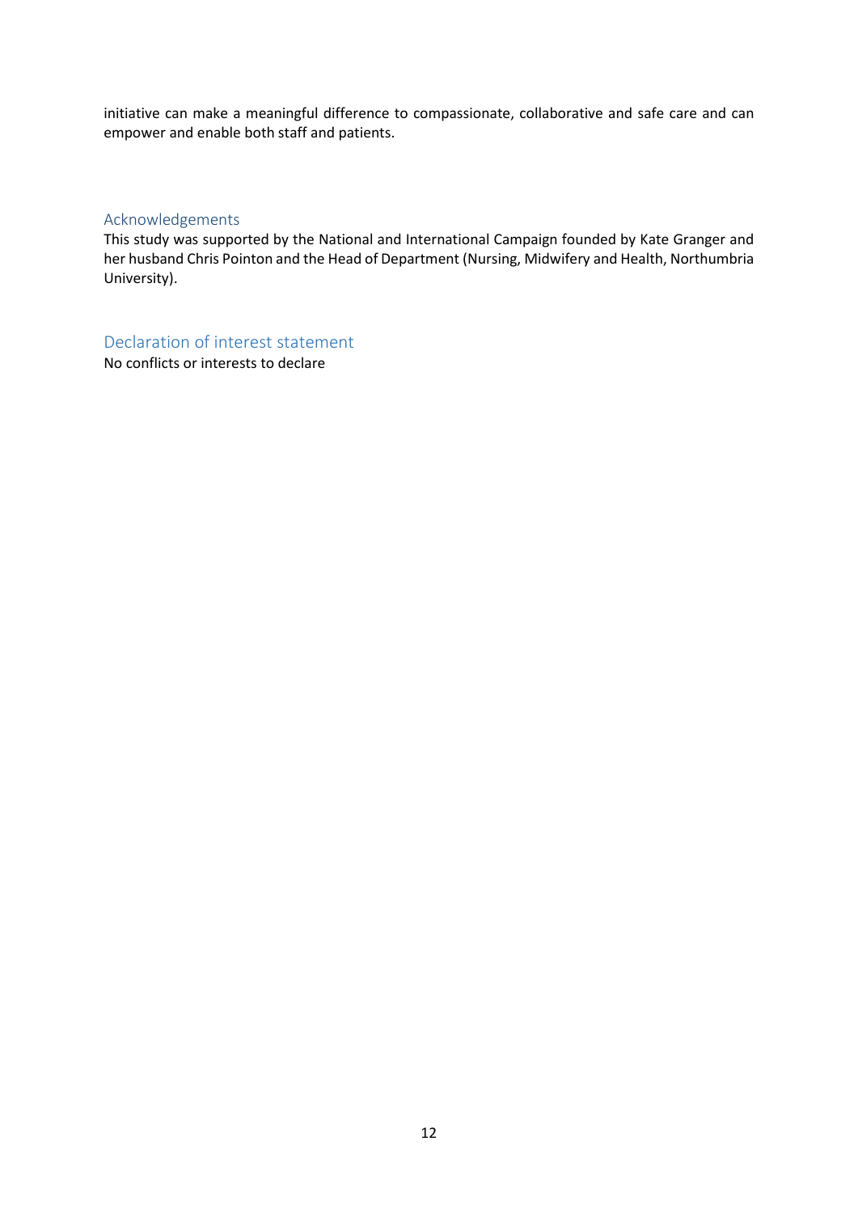initiative can make a meaningful difference to compassionate, collaborative and safe care and can empower and enable both staff and patients.

## Acknowledgements

This study was supported by the National and International Campaign founded by Kate Granger and her husband Chris Pointon and the Head of Department (Nursing, Midwifery and Health, Northumbria University).

## Declaration of interest statement

No conflicts or interests to declare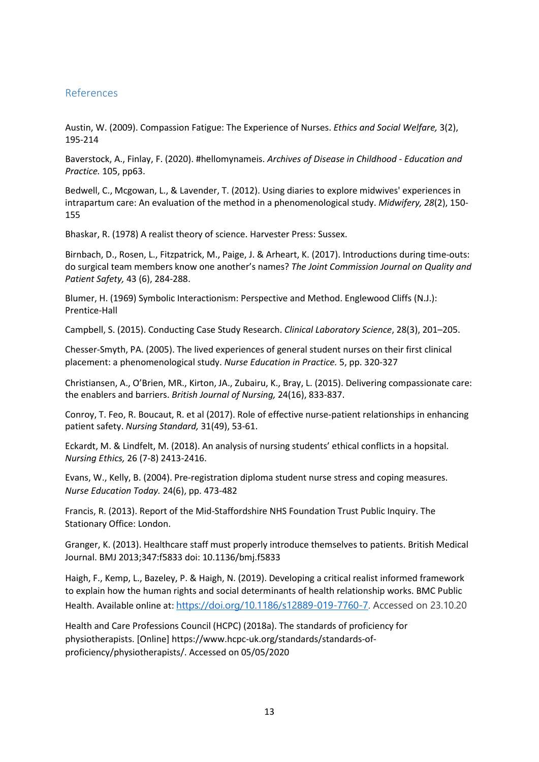## References

Austin, W. (2009). Compassion Fatigue: The Experience of Nurses. *Ethics and Social Welfare,* 3(2), 195-214

Baverstock, A., Finlay, F. (2020). #hellomynameis. *Archives of Disease in Childhood - Education and Practice.* 105, pp63.

Bedwell, C., Mcgowan, L., & Lavender, T. (2012). Using diaries to explore midwives' experiences in intrapartum care: An evaluation of the method in a phenomenological study. *Midwifery, 28*(2), 150-155

Bhaskar, R. (1978) A realist theory of science. Harvester Press: Sussex.

Birnbach, D., Rosen, L., Fitzpatrick, M., Paige, J. & Arheart, K. (2017). Introductions during time-outs: do surgical team members know one another's names? *The Joint Commission Journal on Quality and Patient Safety,* 43 (6), 284-288.

Blumer, H. (1969) Symbolic Interactionism: Perspective and Method. Englewood Cliffs (N.J.): Prentice-Hall

Campbell, S. (2015). Conducting Case Study Research. *Clinical Laboratory Science*, 28(3), 201–205.

Chesser-Smyth, PA. (2005). The lived experiences of general student nurses on their first clinical placement: a phenomenological study. *Nurse Education in Practice.* 5, pp. 320-327

Christiansen, A., O'Brien, MR., Kirton, JA., Zubairu, K., Bray, L. (2015). Delivering compassionate care: the enablers and barriers. *British Journal of Nursing,* 24(16), 833-837.

Conroy, T. Feo, R. Boucaut, R. et al (2017). Role of effective nurse-patient relationships in enhancing patient safety. *Nursing Standard,* 31(49), 53-61.

Eckardt, M. & Lindfelt, M. (2018). An analysis of nursing students' ethical conflicts in a hopsital. *Nursing Ethics,* 26 (7-8) 2413-2416.

Evans, W., Kelly, B. (2004). Pre-registration diploma student nurse stress and coping measures. *Nurse Education Today.* 24(6), pp. 473-482

Francis, R. (2013). Report of the Mid-Staffordshire NHS Foundation Trust Public Inquiry. The Stationary Office: London.

Granger, K. (2013). Healthcare staff must properly introduce themselves to patients. British Medical Journal. BMJ 2013;347:f5833 doi: 10.1136/bmj.f5833

Haigh, F., Kemp, L., Bazeley, P. & Haigh, N. (2019). Developing a critical realist informed framework to explain how the human rights and social determinants of health relationship works. BMC Public Health. Available online at: https://doi.org/10.1186/s12889-019-7760-7. Accessed on 23.10.20

Health and Care Professions Council (HCPC) (2018a). The standards of proficiency for physiotherapists. [Online] https://www.hcpc-uk.org/standards/standards-of-proficiency/physiotherapists/. Accessed on 05/05/2020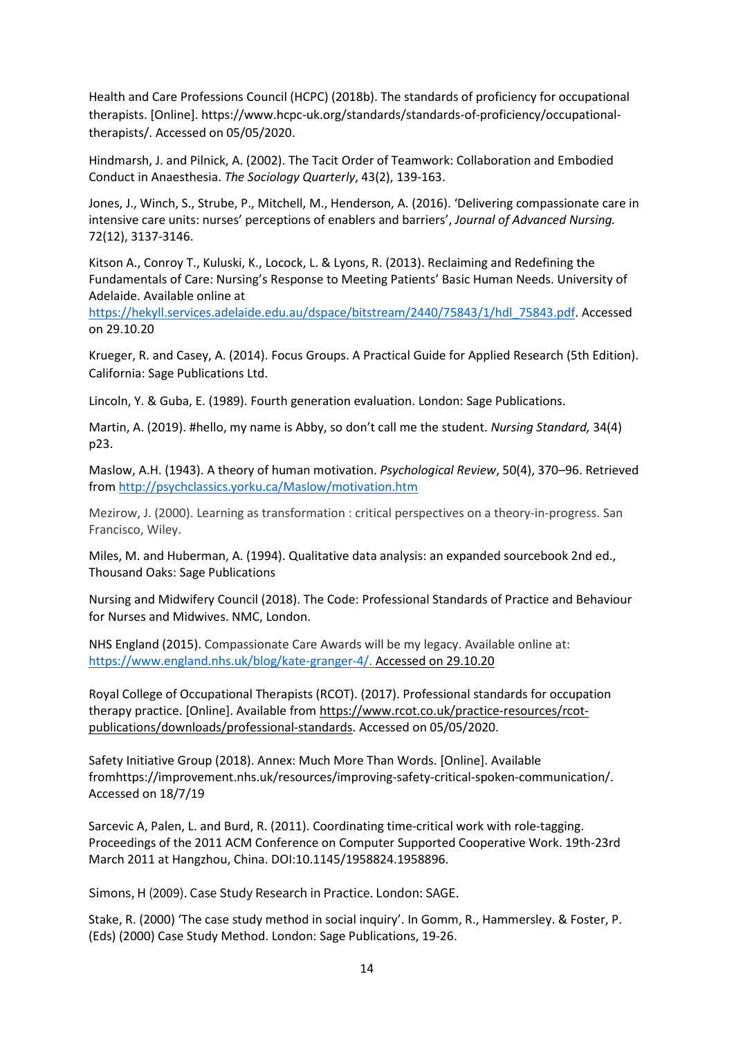Health and Care Professions Council (HCPC) (2018b). The standards of proficiency for occupational therapists. [Online]. https://www.hcpc-uk.org/standards/standards-of-proficiency/occupational-therapists/. Accessed on 05/05/2020.

Hindmarsh, J. and Pilnick, A. (2002). The Tacit Order of Teamwork: Collaboration and Embodied Conduct in Anaesthesia. *The Sociology Quarterly*, 43(2), 139-163.

Jones, J., Winch, S., Strube, P., Mitchell, M., Henderson, A. (2016). 'Delivering compassionate care in intensive care units: nurses' perceptions of enablers and barriers', *Journal of Advanced Nursing.* 72(12), 3137-3146.

Kitson A., Conroy T., Kuluski, K., Locock, L. & Lyons, R. (2013). Reclaiming and Redefining the Fundamentals of Care: Nursing's Response to Meeting Patients' Basic Human Needs. University of Adelaide. Available online at https://hekyll.services.adelaide.edu.au/dspace/bitstream/2440/75843/1/hdl_75843.pdf. Accessed on 29.10.20

Krueger, R. and Casey, A. (2014). Focus Groups. A Practical Guide for Applied Research (5th Edition). California: Sage Publications Ltd.

Lincoln, Y. & Guba, E. (1989). Fourth generation evaluation. London: Sage Publications.

Martin, A. (2019). #hello, my name is Abby, so don't call me the student. *Nursing Standard,* 34(4) p23.

Maslow, A.H. (1943). A theory of human motivation. *Psychological Review*, 50(4), 370–96. Retrieved from http://psychclassics.yorku.ca/Maslow/motivation.htm

Mezirow, J. (2000). Learning as transformation : critical perspectives on a theory-in-progress. San Francisco, Wiley.

Miles, M. and Huberman, A. (1994). Qualitative data analysis: an expanded sourcebook 2nd ed., Thousand Oaks: Sage Publications

Nursing and Midwifery Council (2018). The Code: Professional Standards of Practice and Behaviour for Nurses and Midwives. NMC, London.

NHS England (2015). Compassionate Care Awards will be my legacy. Available online at: https://www.england.nhs.uk/blog/kate-granger-4/. Accessed on 29.10.20

Royal College of Occupational Therapists (RCOT). (2017). Professional standards for occupation therapy practice. [Online]. Available from https://www.rcot.co.uk/practice-resources/rcot-publications/downloads/professional-standards. Accessed on 05/05/2020.

Safety Initiative Group (2018). Annex: Much More Than Words. [Online]. Available fromhttps://improvement.nhs.uk/resources/improving-safety-critical-spoken-communication/. Accessed on 18/7/19

Sarcevic A, Palen, L. and Burd, R. (2011). Coordinating time-critical work with role-tagging. Proceedings of the 2011 ACM Conference on Computer Supported Cooperative Work. 19th-23rd March 2011 at Hangzhou, China. DOI:10.1145/1958824.1958896.

Simons, H (2009). Case Study Research in Practice. London: SAGE.

Stake, R. (2000) 'The case study method in social inquiry'. In Gomm, R., Hammersley. & Foster, P. (Eds) (2000) Case Study Method. London: Sage Publications, 19-26.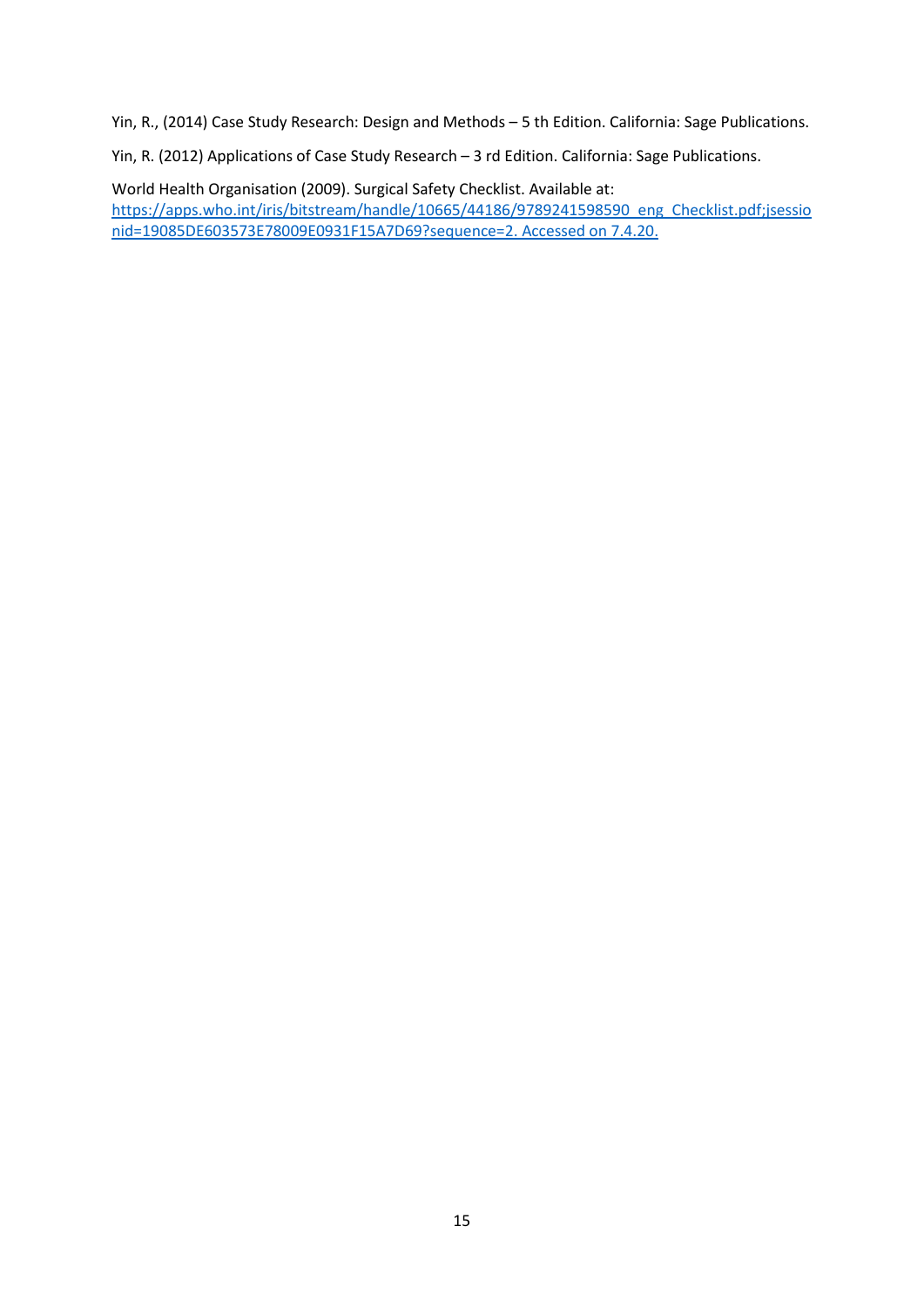Yin, R., (2014) Case Study Research: Design and Methods – 5 th Edition. California: Sage Publications.

Yin, R. (2012) Applications of Case Study Research – 3 rd Edition. California: Sage Publications.

World Health Organisation (2009). Surgical Safety Checklist. Available at: https://apps.who.int/iris/bitstream/handle/10665/44186/9789241598590_eng_Checklist.pdf;jsessionid=19085DE603573E78009E0931F15A7D69?sequence=2. Accessed on 7.4.20.